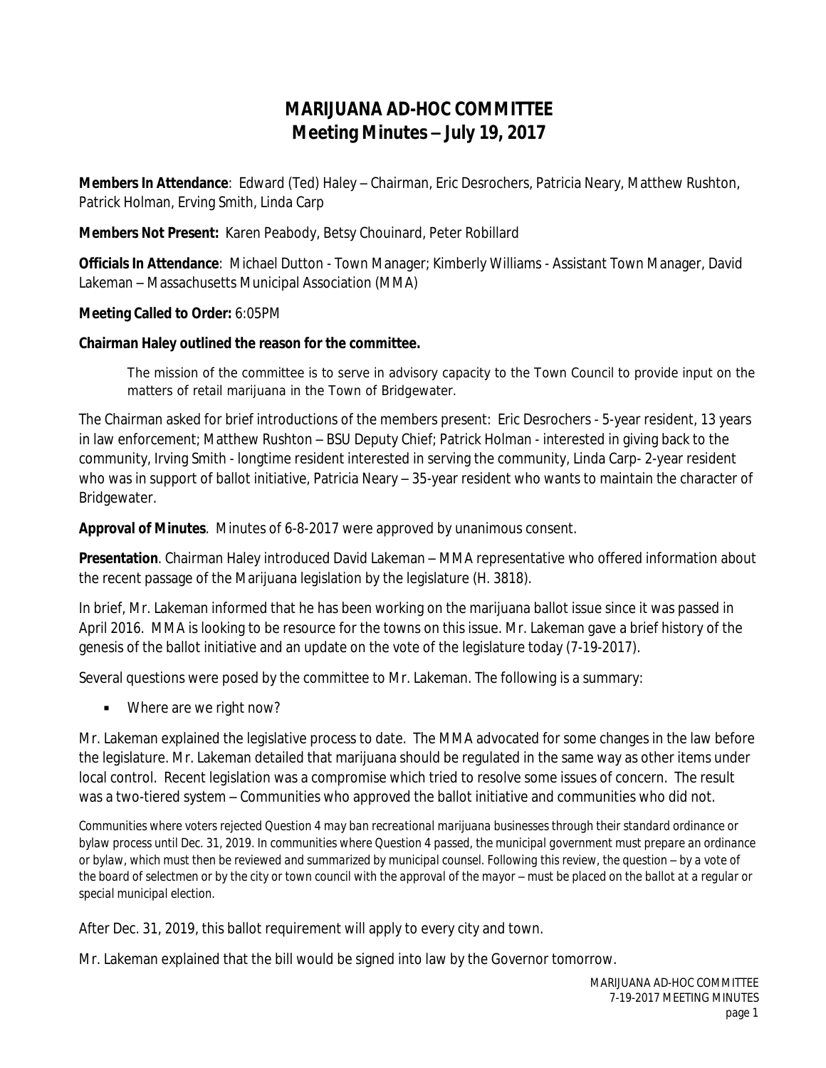# MARIJUANA AD-HOC COMMITTEE
## Meeting Minutes – July 19, 2017

**Members In Attendance**: Edward (Ted) Haley – Chairman, Eric Desrochers, Patricia Neary, Matthew Rushton, Patrick Holman, Erving Smith, Linda Carp

**Members Not Present:** Karen Peabody, Betsy Chouinard, Peter Robillard

**Officials In Attendance**: Michael Dutton - Town Manager; Kimberly Williams - Assistant Town Manager, David Lakeman – Massachusetts Municipal Association (MMA)

**Meeting Called to Order:** 6:05PM

**Chairman Haley outlined the reason for the committee.**

> The mission of the committee is to serve in advisory capacity to the Town Council to provide input on the matters of retail marijuana in the Town of Bridgewater.

The Chairman asked for brief introductions of the members present: Eric Desrochers - 5-year resident, 13 years in law enforcement; Matthew Rushton – BSU Deputy Chief; Patrick Holman - interested in giving back to the community, Irving Smith - longtime resident interested in serving the community, Linda Carp- 2-year resident who was in support of ballot initiative, Patricia Neary – 35-year resident who wants to maintain the character of Bridgewater.

**Approval of Minutes**. Minutes of 6-8-2017 were approved by unanimous consent.

**Presentation**. Chairman Haley introduced David Lakeman – MMA representative who offered information about the recent passage of the Marijuana legislation by the legislature (H. 3818).

In brief, Mr. Lakeman informed that he has been working on the marijuana ballot issue since it was passed in April 2016. MMA is looking to be resource for the towns on this issue. Mr. Lakeman gave a brief history of the genesis of the ballot initiative and an update on the vote of the legislature today (7-19-2017).

Several questions were posed by the committee to Mr. Lakeman. The following is a summary:

- Where are we right now?

Mr. Lakeman explained the legislative process to date. The MMA advocated for some changes in the law before the legislature. Mr. Lakeman detailed that marijuana should be regulated in the same way as other items under local control. Recent legislation was a compromise which tried to resolve some issues of concern. The result was a two-tiered system – Communities who approved the ballot initiative and communities who did not.

*Communities where voters rejected Question 4 may ban recreational marijuana businesses through their standard ordinance or bylaw process until Dec. 31, 2019. In communities where Question 4 passed, the municipal government must prepare an ordinance or bylaw, which must then be reviewed and summarized by municipal counsel. Following this review, the question – by a vote of the board of selectmen or by the city or town council with the approval of the mayor – must be placed on the ballot at a regular or special municipal election.*

After Dec. 31, 2019, this ballot requirement will apply to every city and town.

Mr. Lakeman explained that the bill would be signed into law by the Governor tomorrow.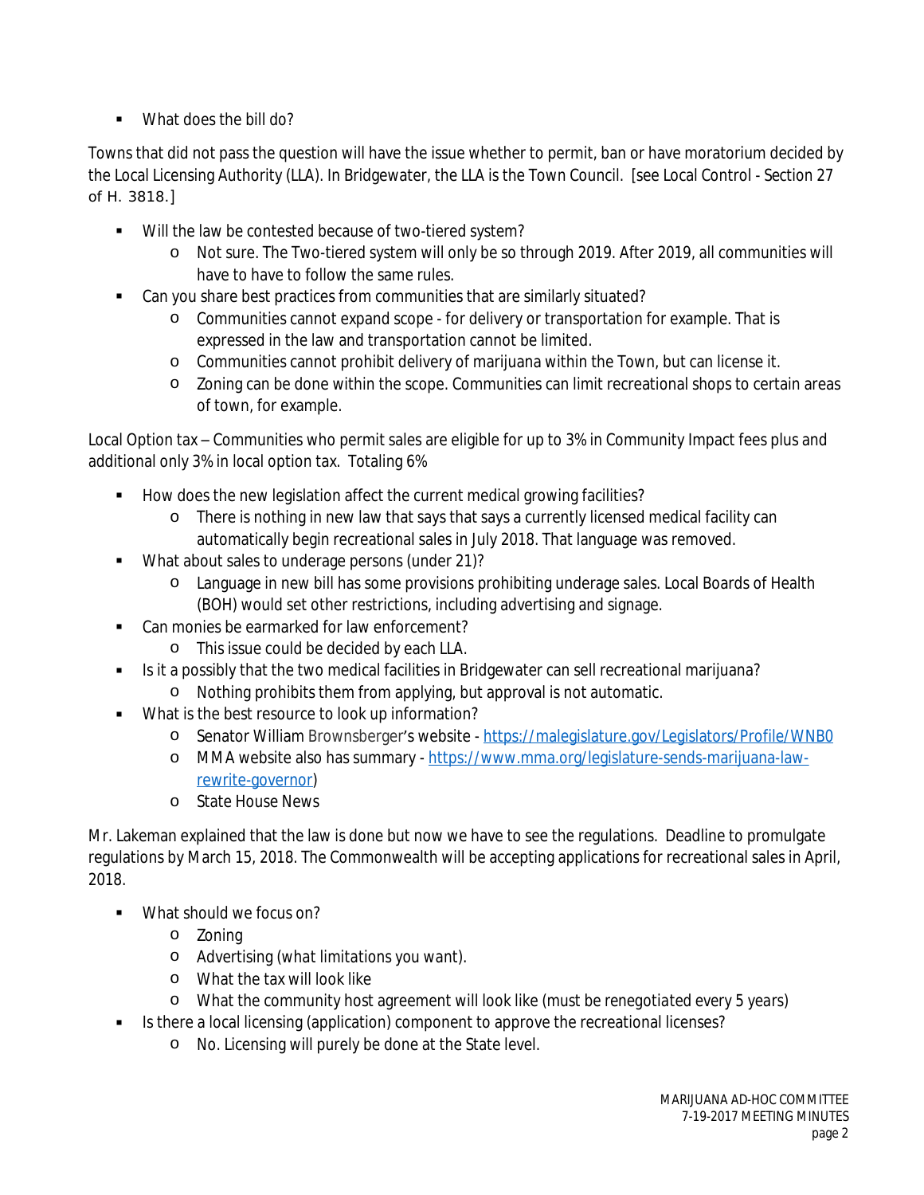- What does the bill do?

Towns that did not pass the question will have the issue whether to permit, ban or have moratorium decided by the Local Licensing Authority (LLA). In Bridgewater, the LLA is the Town Council. [see Local Control - Section 27 of H. 3818.]

- Will the law be contested because of two-tiered system?
  - Not sure. The Two-tiered system will only be so through 2019. After 2019, all communities will have to have to follow the same rules.
- Can you share best practices from communities that are similarly situated?
  - Communities cannot expand scope - for delivery or transportation for example. That is expressed in the law and transportation cannot be limited.
  - Communities cannot prohibit delivery of marijuana within the Town, but can license it.
  - Zoning can be done within the scope. Communities can limit recreational shops to certain areas of town, for example.

Local Option tax – Communities who permit sales are eligible for up to 3% in Community Impact fees plus and additional only 3% in local option tax. Totaling 6%

- How does the new legislation affect the current medical growing facilities?
  - There is nothing in new law that says that says a currently licensed medical facility can automatically begin recreational sales in July 2018. That language was removed.
- What about sales to underage persons (under 21)?
  - Language in new bill has some provisions prohibiting underage sales. Local Boards of Health (BOH) would set other restrictions, including advertising and signage.
- Can monies be earmarked for law enforcement?
  - This issue could be decided by each LLA.
- Is it a possibly that the two medical facilities in Bridgewater can sell recreational marijuana?
  - Nothing prohibits them from applying, but approval is not automatic.
- What is the best resource to look up information?
  - Senator William Brownsberger's website - https://malegislature.gov/Legislators/Profile/WNB0
  - MMA website also has summary - https://www.mma.org/legislature-sends-marijuana-law-rewrite-governor)
  - State House News

Mr. Lakeman explained that the law is done but now we have to see the regulations. Deadline to promulgate regulations by March 15, 2018. The Commonwealth will be accepting applications for recreational sales in April, 2018.

- What should we focus on?
  - Zoning
  - Advertising (what limitations you want).
  - What the tax will look like
  - What the community host agreement will look like (must be renegotiated every 5 years)
- Is there a local licensing (application) component to approve the recreational licenses?
  - No. Licensing will purely be done at the State level.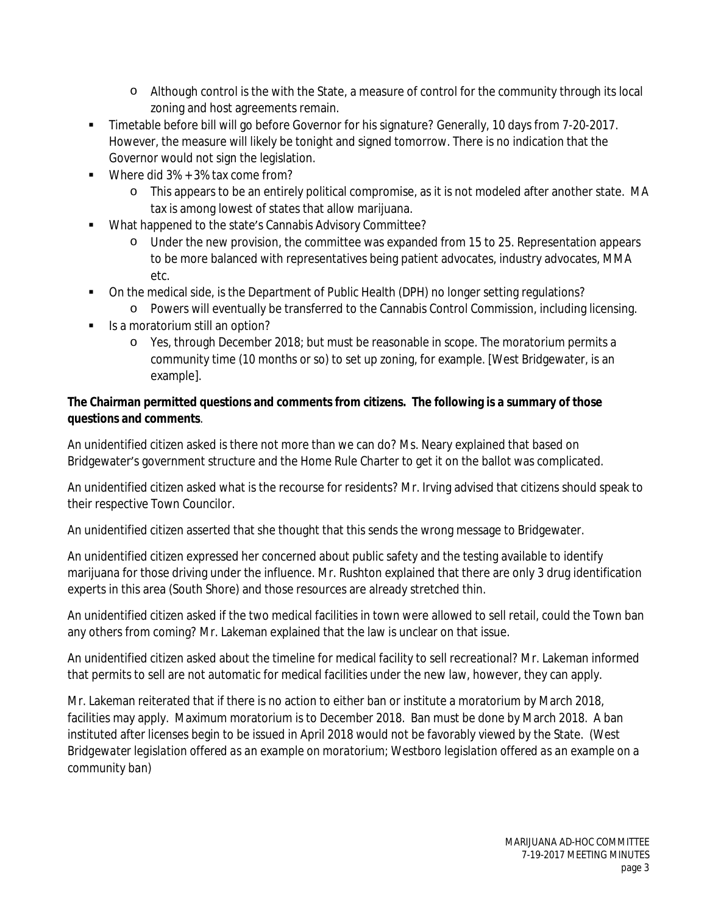- Although control is the with the State, a measure of control for the community through its local zoning and host agreements remain.
- Timetable before bill will go before Governor for his signature? Generally, 10 days from 7-20-2017. However, the measure will likely be tonight and signed tomorrow. There is no indication that the Governor would not sign the legislation.
- Where did 3% + 3% tax come from?
    - This appears to be an entirely political compromise, as it is not modeled after another state. MA tax is among lowest of states that allow marijuana.
- What happened to the state's Cannabis Advisory Committee?
    - Under the new provision, the committee was expanded from 15 to 25. Representation appears to be more balanced with representatives being patient advocates, industry advocates, MMA etc.
- On the medical side, is the Department of Public Health (DPH) no longer setting regulations?
    - Powers will eventually be transferred to the Cannabis Control Commission, including licensing.
- Is a moratorium still an option?
    - Yes, through December 2018; but must be reasonable in scope. The moratorium permits a community time (10 months or so) to set up zoning, for example. [West Bridgewater, is an example].

**The Chairman permitted questions and comments from citizens. The following is a summary of those questions and comments**.

An unidentified citizen asked is there not more than we can do? Ms. Neary explained that based on Bridgewater's government structure and the Home Rule Charter to get it on the ballot was complicated.

An unidentified citizen asked what is the recourse for residents? Mr. Irving advised that citizens should speak to their respective Town Councilor.

An unidentified citizen asserted that she thought that this sends the wrong message to Bridgewater.

An unidentified citizen expressed her concerned about public safety and the testing available to identify marijuana for those driving under the influence. Mr. Rushton explained that there are only 3 drug identification experts in this area (South Shore) and those resources are already stretched thin.

An unidentified citizen asked if the two medical facilities in town were allowed to sell retail, could the Town ban any others from coming? Mr. Lakeman explained that the law is unclear on that issue.

An unidentified citizen asked about the timeline for medical facility to sell recreational? Mr. Lakeman informed that permits to sell are not automatic for medical facilities under the new law, however, they can apply.

Mr. Lakeman reiterated that if there is no action to either ban or institute a moratorium by March 2018, facilities may apply. Maximum moratorium is to December 2018. Ban must be done by March 2018. A ban instituted after licenses begin to be issued in April 2018 would not be favorably viewed by the State. (*West Bridgewater legislation offered as an example on moratorium; Westboro legislation offered as an example on a community ban*)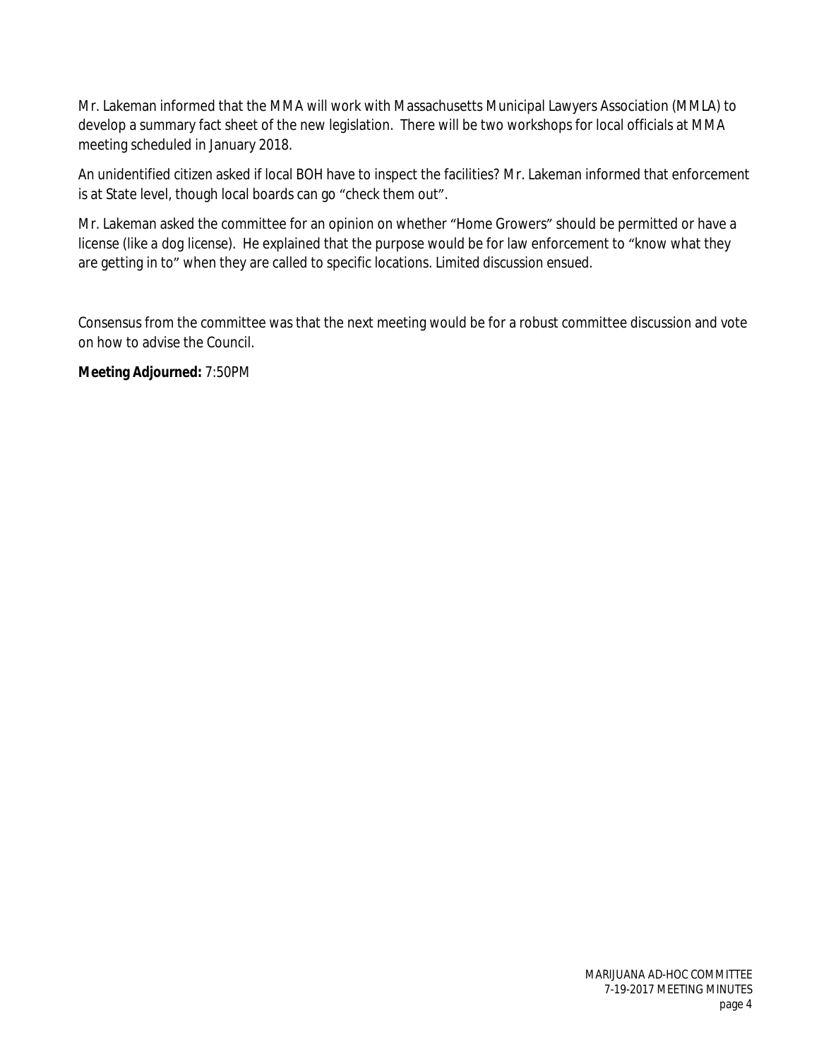Mr. Lakeman informed that the MMA will work with Massachusetts Municipal Lawyers Association (MMLA) to develop a summary fact sheet of the new legislation. There will be two workshops for local officials at MMA meeting scheduled in January 2018.

An unidentified citizen asked if local BOH have to inspect the facilities? Mr. Lakeman informed that enforcement is at State level, though local boards can go "check them out".

Mr. Lakeman asked the committee for an opinion on whether "Home Growers" should be permitted or have a license (like a dog license). He explained that the purpose would be for law enforcement to "know what they are getting in to" when they are called to specific locations. Limited discussion ensued.

Consensus from the committee was that the next meeting would be for a robust committee discussion and vote on how to advise the Council.

**Meeting Adjourned:** 7:50PM